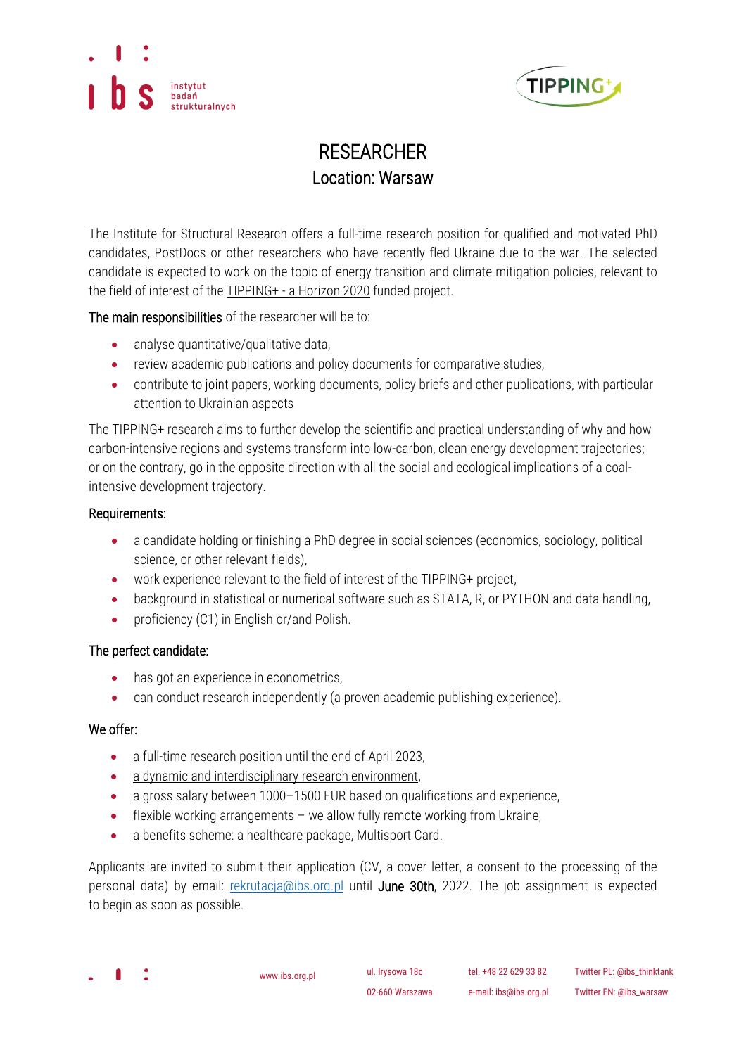# RESEARCHER

## Location: Warsaw

The Institute for Structural Research offers a full-time research position for qualified and motivated PhD candidates, PostDocs or other researchers who have recently fled Ukraine due to the war. The selected candidate is expected to work on the topic of energy transition and climate mitigation policies, relevant to the field of interest of the TIPPING+ - a Horizon 2020 funded project.

The main responsibilities of the researcher will be to:

- analyse quantitative/qualitative data,
- review academic publications and policy documents for comparative studies,
- contribute to joint papers, working documents, policy briefs and other publications, with particular attention to Ukrainian aspects

The TIPPING+ research aims to further develop the scientific and practical understanding of why and how carbon-intensive regions and systems transform into low-carbon, clean energy development trajectories; or on the contrary, go in the opposite direction with all the social and ecological implications of a coal-intensive development trajectory.

### Requirements:

- a candidate holding or finishing a PhD degree in social sciences (economics, sociology, political science, or other relevant fields),
- work experience relevant to the field of interest of the TIPPING+ project,
- background in statistical or numerical software such as STATA, R, or PYTHON and data handling,
- proficiency (C1) in English or/and Polish.

### The perfect candidate:

- has got an experience in econometrics,
- can conduct research independently (a proven academic publishing experience).

### We offer:

- a full-time research position until the end of April 2023,
- a dynamic and interdisciplinary research environment,
- a gross salary between 1000–1500 EUR based on qualifications and experience,
- flexible working arrangements – we allow fully remote working from Ukraine,
- a benefits scheme: a healthcare package, Multisport Card.

Applicants are invited to submit their application (CV, a cover letter, a consent to the processing of the personal data) by email: rekrutacja@ibs.org.pl until **June 30th**, 2022. The job assignment is expected to begin as soon as possible.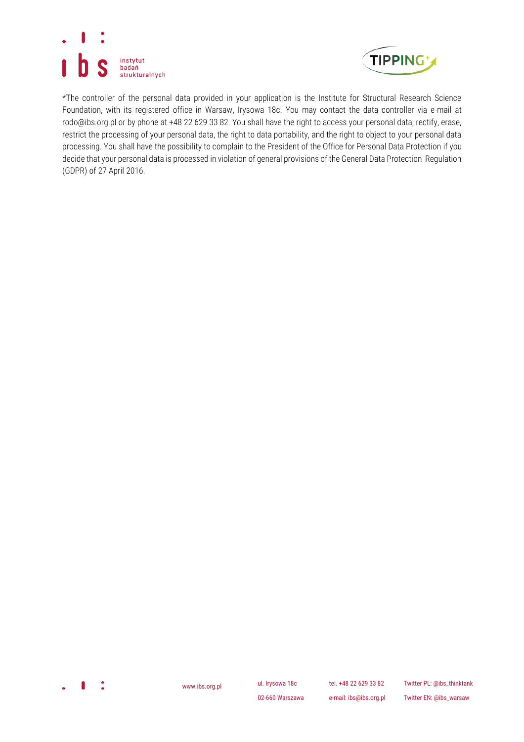*The controller of the personal data provided in your application is the Institute for Structural Research Science Foundation, with its registered office in Warsaw, Irysowa 18c. You may contact the data controller via e-mail at rodo@ibs.org.pl or by phone at +48 22 629 33 82. You shall have the right to access your personal data, rectify, erase, restrict the processing of your personal data, the right to data portability, and the right to object to your personal data processing. You shall have the possibility to complain to the President of the Office for Personal Data Protection if you decide that your personal data is processed in violation of general provisions of the General Data Protection Regulation (GDPR) of 27 April 2016.